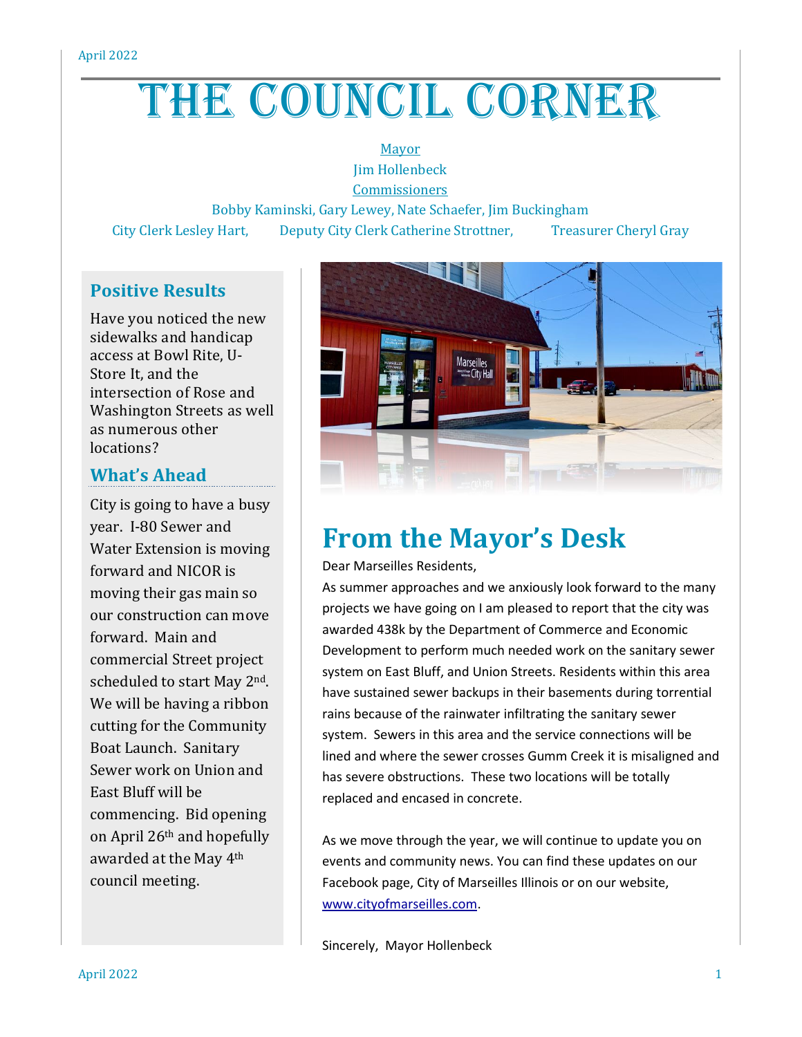# THE COUNCIL CORNER

Mayor
Jim Hollenbeck
Commissioners
Bobby Kaminski, Gary Lewey, Nate Schaefer, Jim Buckingham
City Clerk Lesley Hart, Deputy City Clerk Catherine Strottner, Treasurer Cheryl Gray

## Positive Results

Have you noticed the new sidewalks and handicap access at Bowl Rite, U-Store It, and the intersection of Rose and Washington Streets as well as numerous other locations?

## What's Ahead

City is going to have a busy year. I-80 Sewer and Water Extension is moving forward and NICOR is moving their gas main so our construction can move forward. Main and commercial Street project scheduled to start May 2nd. We will be having a ribbon cutting for the Community Boat Launch. Sanitary Sewer work on Union and East Bluff will be commencing. Bid opening on April 26th and hopefully awarded at the May 4th council meeting.

## From the Mayor's Desk

Dear Marseilles Residents,

As summer approaches and we anxiously look forward to the many projects we have going on I am pleased to report that the city was awarded 438k by the Department of Commerce and Economic Development to perform much needed work on the sanitary sewer system on East Bluff, and Union Streets. Residents within this area have sustained sewer backups in their basements during torrential rains because of the rainwater infiltrating the sanitary sewer system. Sewers in this area and the service connections will be lined and where the sewer crosses Gumm Creek it is misaligned and has severe obstructions. These two locations will be totally replaced and encased in concrete.

As we move through the year, we will continue to update you on events and community news. You can find these updates on our Facebook page, City of Marseilles Illinois or on our website, www.cityofmarseilles.com.

Sincerely, Mayor Hollenbeck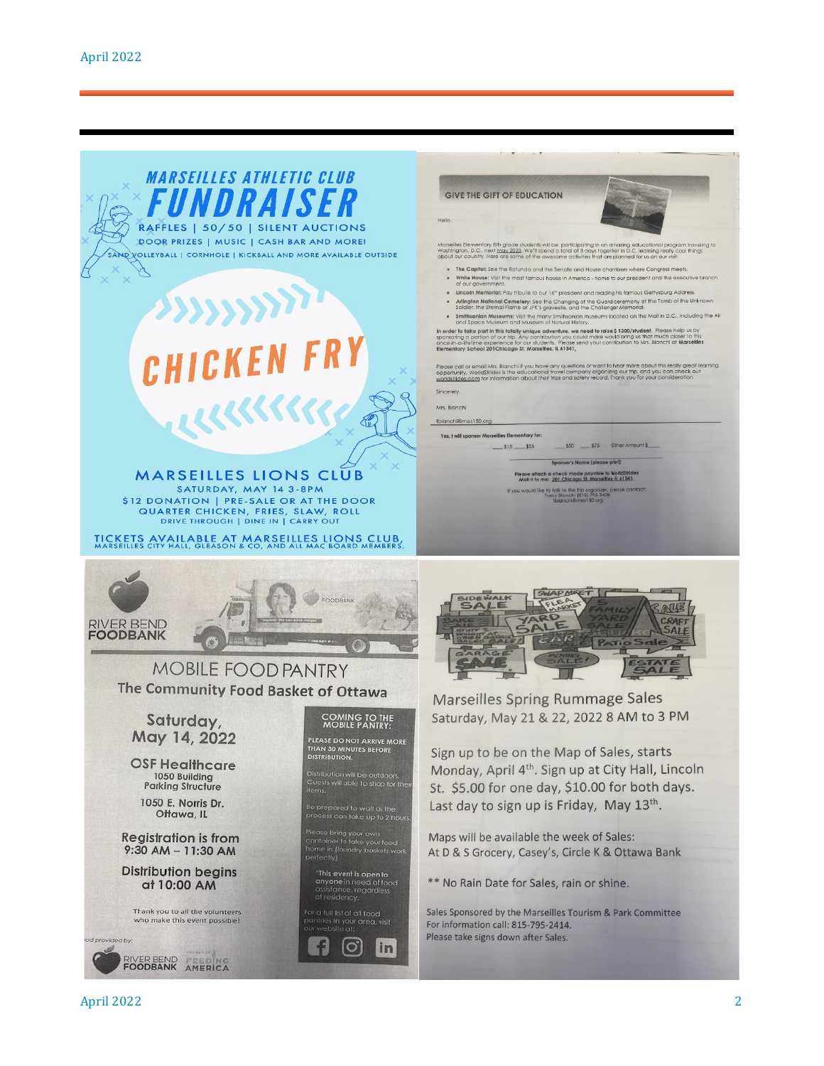# MARSEILLES ATHLETIC CLUB FUNDRAISER

RAFFLES | 50/50 | SILENT AUCTIONS

DOOR PRIZES | MUSIC | CASH BAR AND MORE!

SAND VOLLEYBALL | CORNHOLE | KICKBALL AND MORE AVAILABLE OUTSIDE

## CHICKEN FRY

### MARSEILLES LIONS CLUB

SATURDAY, MAY 14 3-8PM

$12 DONATION | PRE-SALE OR AT THE DOOR

QUARTER CHICKEN, FRIES, SLAW, ROLL

DRIVE THROUGH | DINE IN | CARRY OUT

TICKETS AVAILABLE AT MARSEILLES LIONS CLUB, MARSEILLES CITY HALL, GLEASON & CO, AND ALL MAC BOARD MEMBERS.

---

## GIVE THE GIFT OF EDUCATION

Hello,

Marseilles Elementary 8th grade students will be participating in an amazing educational program traveling to Washington, D.C. next May 2023. We'll spend a total of 3 days together in D.C. learning really cool things about our country. Here are some of the awesome activities that are planned for us on our visit:

- **The Capitol:** See the Rotunda and the Senate and House chambers where Congress meets.
- **White House:** Visit the most famous house in America - home to our president and the executive branch of our government.
- **Lincoln Memorial:** Pay tribute to our 16th president and reading his famous Gettysburg Address.
- **Arlington National Cemetery:** See the Changing of the Guard ceremony at the Tomb of the Unknown Soldier, the Eternal Flame at JFK's gravesite, and the Challenger Memorial.
- **Smithsonian Museums:** Visit the many Smithsonian museums located on the Mall in D.C., including the Air and Space Museum and Museum of Natural History.

**In order to take part in this totally unique adventure, we need to raise $ 1300/student.** Please help us by sponsoring a portion of our trip. Any contribution you could make would bring us that much closer to this once-in-a-lifetime experience for our students. Please send your contribution to Mrs. Bianchi at **Marseilles Elementary School 201 Chicago St. Marseilles, IL 61341.**

Please call or email Mrs. Bianchi if you have any questions or want to hear more about this really great learning opportunity. WorldStrides is the educational travel company organizing our trip, and you can check out worldstrides.com for information about their trips and safety record. Thank you for your consideration.

Sincerely,

Mrs. Bianchi

tbianchi@mes150.org

**Yes, I will sponsor Marseilles Elementary for:**

___$15 ___$25 ___$50 ___$75 Other Amount $___

Sponsor's Name (please print)

**Please attach a check made payable to WorldStrides**
**Mail it to me: 201 Chicago St. Marseilles IL 61341**

If you would like to talk to the trip organizer, please contact:
Tracy Bianchi (815) 795-2428
tbianchi@mes150.org

---

# RIVER BEND FOODBANK

## MOBILE FOOD PANTRY

### The Community Food Basket of Ottawa

**Saturday, May 14, 2022**

**OSF Healthcare**
1050 Building
Parking Structure

1050 E. Norris Dr.
Ottawa, IL

**Registration is from 9:30 AM – 11:30 AM**

**Distribution begins at 10:00 AM**

Thank you to all the volunteers who make this event possible!

**COMING TO THE MOBILE PANTRY:**

**PLEASE DO NOT ARRIVE MORE THAN 30 MINUTES BEFORE DISTRIBUTION.**

Distribution will be outdoors. Guests will able to shop for their items.

Be prepared to wait as the process can take up to 2 hours.

Please bring your own container to take your food home in (laundry baskets work perfectly)

This event is open to anyone in need of food assistance, regardless of residency.

For a full list of all food pantries in your area, visit our website at:

Food provided by: RIVER BEND FOODBANK, FEEDING AMERICA

---

## Marseilles Spring Rummage Sales

Saturday, May 21 & 22, 2022 8 AM to 3 PM

Sign up to be on the Map of Sales, starts Monday, April 4th. Sign up at City Hall, Lincoln St. $5.00 for one day, $10.00 for both days. Last day to sign up is Friday, May 13th.

Maps will be available the week of Sales:
At D & S Grocery, Casey's, Circle K & Ottawa Bank

** No Rain Date for Sales, rain or shine.

Sales Sponsored by the Marseilles Tourism & Park Committee
For information call: 815-795-2414.
Please take signs down after Sales.